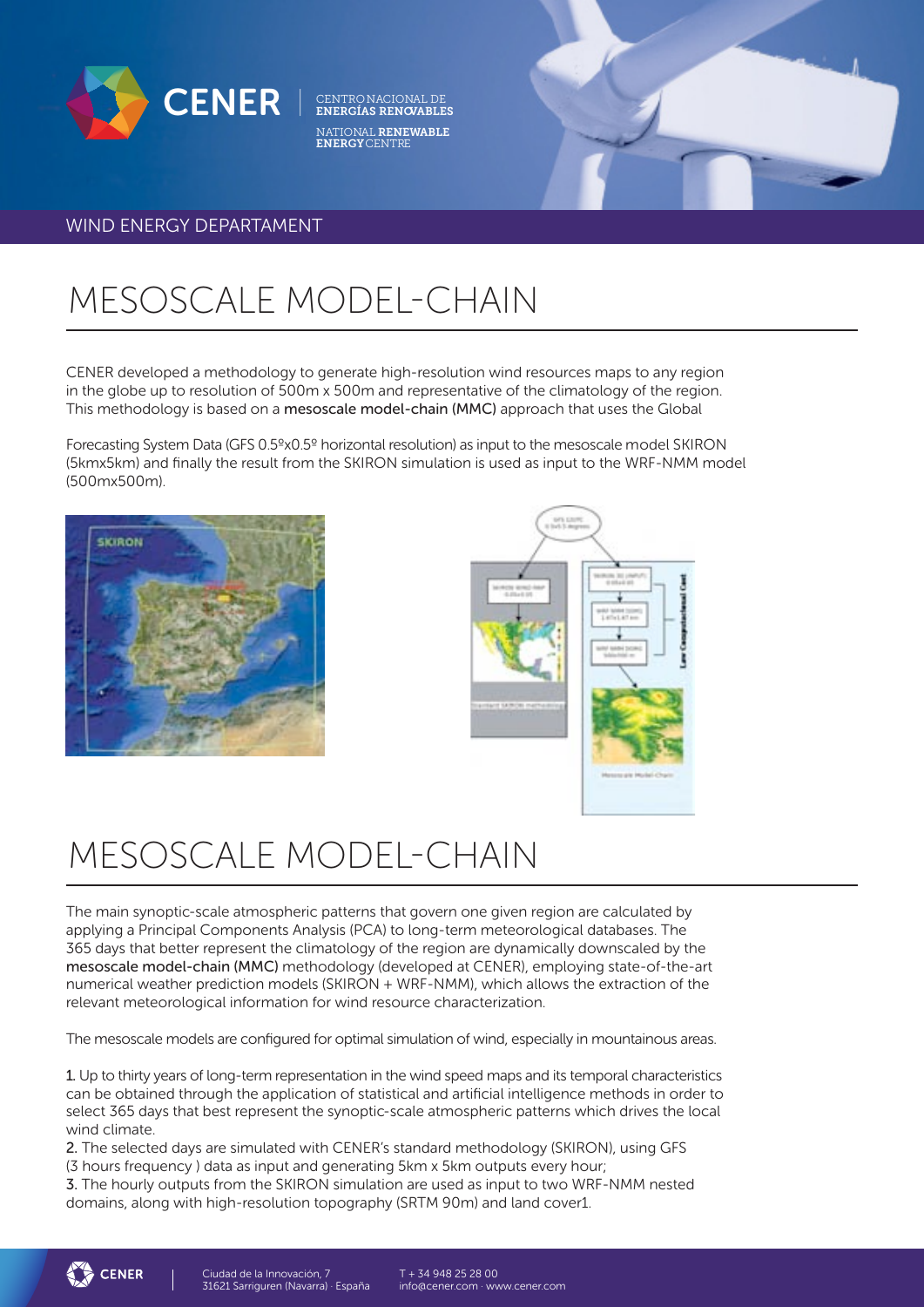WIND ENERGY DEPARTAMENT

# MESOSCALE MODEL-CHAIN

CENER developed a methodology to generate high-resolution wind resources maps to any region in the globe up to resolution of 500m x 500m and representative of the climatology of the region. This methodology is based on a **mesoscale model-chain (MMC)** approach that uses the Global

Forecasting System Data (GFS 0.5ºx0.5º horizontal resolution) as input to the mesoscale model SKIRON (5kmx5km) and finally the result from the SKIRON simulation is used as input to the WRF-NMM model (500mx500m).

# MESOSCALE MODEL-CHAIN

The main synoptic-scale atmospheric patterns that govern one given region are calculated by applying a Principal Components Analysis (PCA) to long-term meteorological databases. The 365 days that better represent the climatology of the region are dynamically downscaled by the **mesoscale model-chain (MMC)** methodology (developed at CENER), employing state-of-the-art numerical weather prediction models (SKIRON + WRF-NMM), which allows the extraction of the relevant meteorological information for wind resource characterization.

The mesoscale models are configured for optimal simulation of wind, especially in mountainous areas.

**1.** Up to thirty years of long-term representation in the wind speed maps and its temporal characteristics can be obtained through the application of statistical and artificial intelligence methods in order to select 365 days that best represent the synoptic-scale atmospheric patterns which drives the local wind climate.
**2.** The selected days are simulated with CENER's standard methodology (SKIRON), using GFS (3 hours frequency ) data as input and generating 5km x 5km outputs every hour;
**3.** The hourly outputs from the SKIRON simulation are used as input to two WRF-NMM nested domains, along with high-resolution topography (SRTM 90m) and land cover1.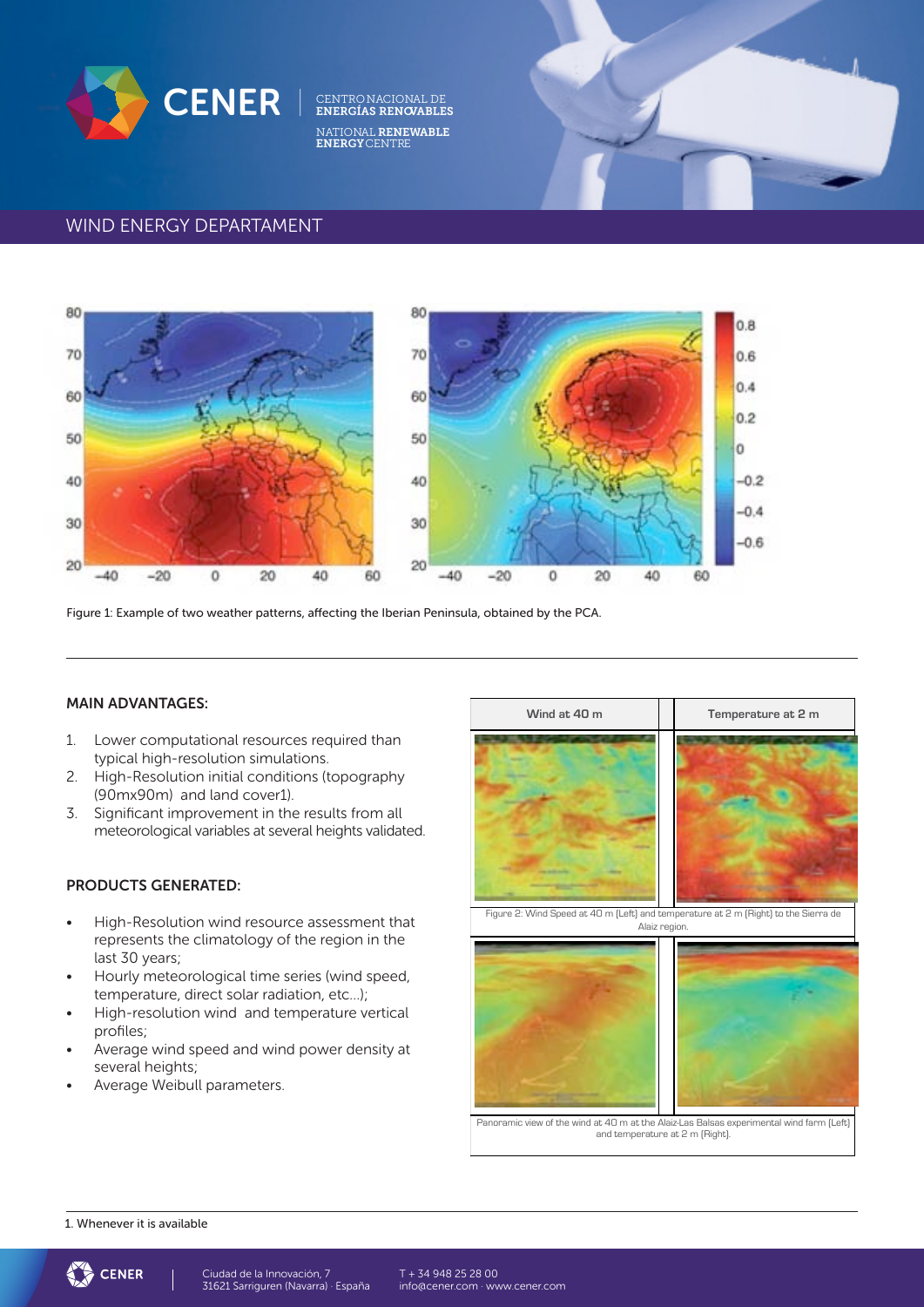WIND ENERGY DEPARTAMENT

80
70
60
50
40
30
20
−40 −20 0 20 40 60

80
70
60
50
40
30
20
−40 −20 0 20 40 60

0.8
0.6
0.4
0.2
0
−0.2
−0.4
−0.6

Figure 1: Example of two weather patterns, affecting the Iberian Peninsula, obtained by the PCA.

---

## MAIN ADVANTAGES:

1. Lower computational resources required than typical high-resolution simulations.
2. High-Resolution initial conditions (topography (90mx90m) and land cover1).
3. Significant improvement in the results from all meteorological variables at several heights validated.

## PRODUCTS GENERATED:

- High-Resolution wind resource assessment that represents the climatology of the region in the last 30 years;
- Hourly meteorological time series (wind speed, temperature, direct solar radiation, etc...);
- High-resolution wind and temperature vertical profiles;
- Average wind speed and wind power density at several heights;
- Average Weibull parameters.

Wind at 40 m

Temperature at 2 m

Figure 2: Wind Speed at 40 m (Left) and temperature at 2 m (Right) to the Sierra de Alaiz region.

Panoramic view of the wind at 40 m at the Alaiz-Las Balsas experimental wind farm (Left) and temperature at 2 m (Right).

---

1. Whenever it is available